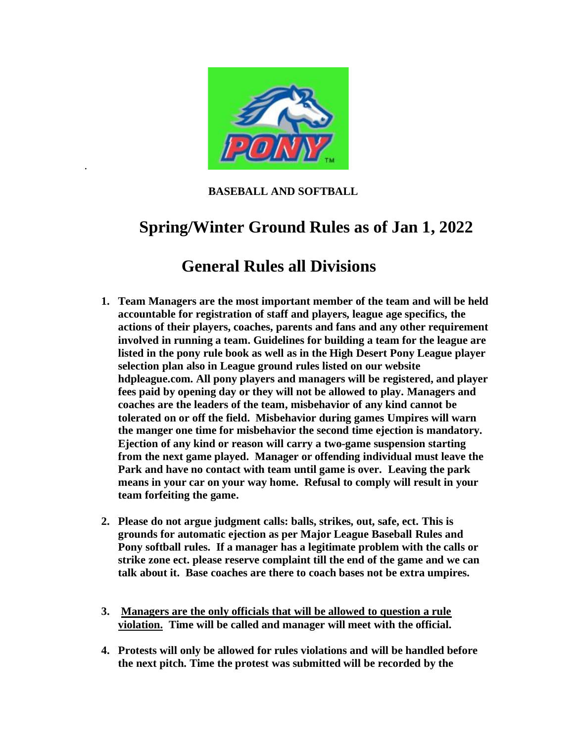**BASEBALL AND SOFTBALL**

# Spring/Winter Ground Rules as of Jan 1, 2022

# General Rules all Divisions

1. **Team Managers are the most important member of the team and will be held accountable for registration of staff and players, league age specifics, the actions of their players, coaches, parents and fans and any other requirement involved in running a team. Guidelines for building a team for the league are listed in the pony rule book as well as in the High Desert Pony League player selection plan also in League ground rules listed on our website hdpleague.com. All pony players and managers will be registered, and player fees paid by opening day or they will not be allowed to play. Managers and coaches are the leaders of the team, misbehavior of any kind cannot be tolerated on or off the field. Misbehavior during games Umpires will warn the manger one time for misbehavior the second time ejection is mandatory. Ejection of any kind or reason will carry a two-game suspension starting from the next game played. Manager or offending individual must leave the Park and have no contact with team until game is over. Leaving the park means in your car on your way home. Refusal to comply will result in your team forfeiting the game.**

2. **Please do not argue judgment calls: balls, strikes, out, safe, ect. This is grounds for automatic ejection as per Major League Baseball Rules and Pony softball rules. If a manager has a legitimate problem with the calls or strike zone ect. please reserve complaint till the end of the game and we can talk about it. Base coaches are there to coach bases not be extra umpires.**

3. **<u>Managers are the only officials that will be allowed to question a rule violation.</u> Time will be called and manager will meet with the official.**

4. **Protests will only be allowed for rules violations and will be handled before the next pitch. Time the protest was submitted will be recorded by the**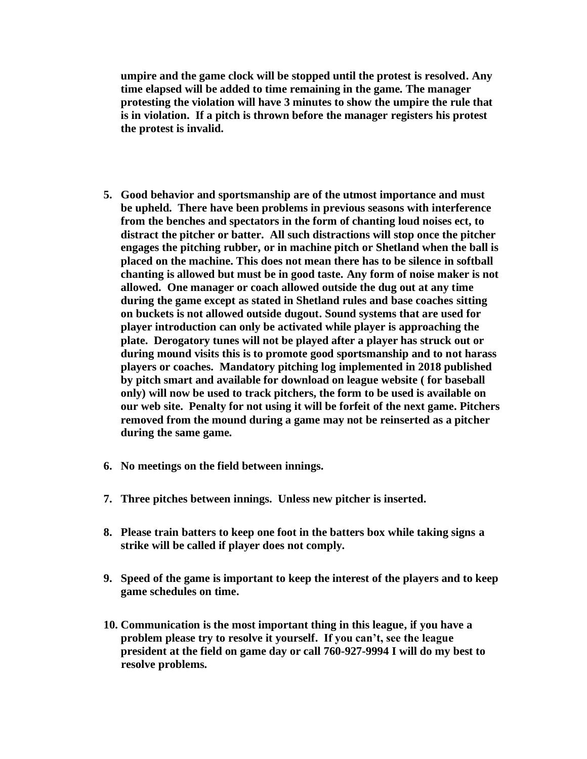**umpire and the game clock will be stopped until the protest is resolved. Any time elapsed will be added to time remaining in the game. The manager protesting the violation will have 3 minutes to show the umpire the rule that is in violation. If a pitch is thrown before the manager registers his protest the protest is invalid.**

5. **Good behavior and sportsmanship are of the utmost importance and must be upheld. There have been problems in previous seasons with interference from the benches and spectators in the form of chanting loud noises ect, to distract the pitcher or batter. All such distractions will stop once the pitcher engages the pitching rubber, or in machine pitch or Shetland when the ball is placed on the machine. This does not mean there has to be silence in softball chanting is allowed but must be in good taste. Any form of noise maker is not allowed. One manager or coach allowed outside the dug out at any time during the game except as stated in Shetland rules and base coaches sitting on buckets is not allowed outside dugout. Sound systems that are used for player introduction can only be activated while player is approaching the plate. Derogatory tunes will not be played after a player has struck out or during mound visits this is to promote good sportsmanship and to not harass players or coaches. Mandatory pitching log implemented in 2018 published by pitch smart and available for download on league website ( for baseball only) will now be used to track pitchers, the form to be used is available on our web site. Penalty for not using it will be forfeit of the next game. Pitchers removed from the mound during a game may not be reinserted as a pitcher during the same game.**

6. **No meetings on the field between innings.**

7. **Three pitches between innings. Unless new pitcher is inserted.**

8. **Please train batters to keep one foot in the batters box while taking signs a strike will be called if player does not comply.**

9. **Speed of the game is important to keep the interest of the players and to keep game schedules on time.**

10. **Communication is the most important thing in this league, if you have a problem please try to resolve it yourself. If you can't, see the league president at the field on game day or call 760-927-9994 I will do my best to resolve problems.**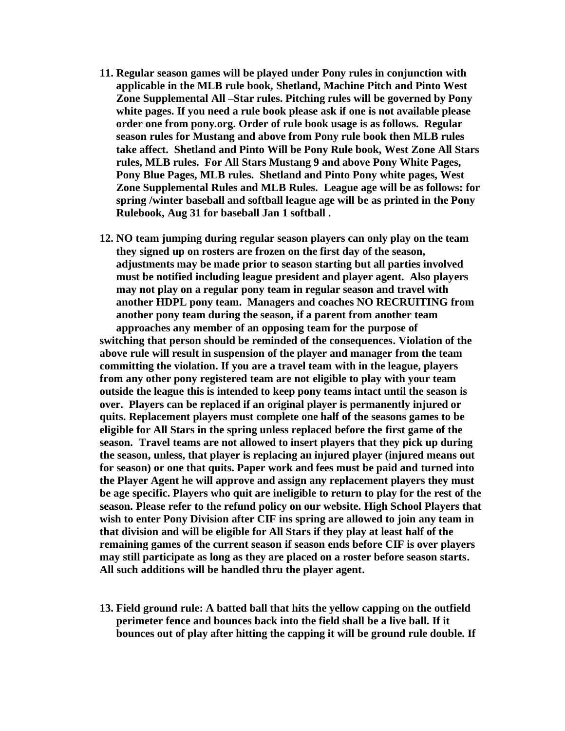11. **Regular season games will be played under Pony rules in conjunction with applicable in the MLB rule book, Shetland, Machine Pitch and Pinto West Zone Supplemental All –Star rules. Pitching rules will be governed by Pony white pages. If you need a rule book please ask if one is not available please order one from pony.org. Order of rule book usage is as follows. Regular season rules for Mustang and above from Pony rule book then MLB rules take affect. Shetland and Pinto Will be Pony Rule book, West Zone All Stars rules, MLB rules. For All Stars Mustang 9 and above Pony White Pages, Pony Blue Pages, MLB rules. Shetland and Pinto Pony white pages, West Zone Supplemental Rules and MLB Rules. League age will be as follows: for spring /winter baseball and softball league age will be as printed in the Pony Rulebook, Aug 31 for baseball Jan 1 softball .**

12. **NO team jumping during regular season players can only play on the team they signed up on rosters are frozen on the first day of the season, adjustments may be made prior to season starting but all parties involved must be notified including league president and player agent. Also players may not play on a regular pony team in regular season and travel with another HDPL pony team. Managers and coaches NO RECRUITING from another pony team during the season, if a parent from another team approaches any member of an opposing team for the purpose of switching that person should be reminded of the consequences. Violation of the above rule will result in suspension of the player and manager from the team committing the violation. If you are a travel team with in the league, players from any other pony registered team are not eligible to play with your team outside the league this is intended to keep pony teams intact until the season is over. Players can be replaced if an original player is permanently injured or quits. Replacement players must complete one half of the seasons games to be eligible for All Stars in the spring unless replaced before the first game of the season. Travel teams are not allowed to insert players that they pick up during the season, unless, that player is replacing an injured player (injured means out for season) or one that quits. Paper work and fees must be paid and turned into the Player Agent he will approve and assign any replacement players they must be age specific. Players who quit are ineligible to return to play for the rest of the season. Please refer to the refund policy on our website. High School Players that wish to enter Pony Division after CIF ins spring are allowed to join any team in that division and will be eligible for All Stars if they play at least half of the remaining games of the current season if season ends before CIF is over players may still participate as long as they are placed on a roster before season starts. All such additions will be handled thru the player agent.**

13. **Field ground rule: A batted ball that hits the yellow capping on the outfield perimeter fence and bounces back into the field shall be a live ball. If it bounces out of play after hitting the capping it will be ground rule double. If**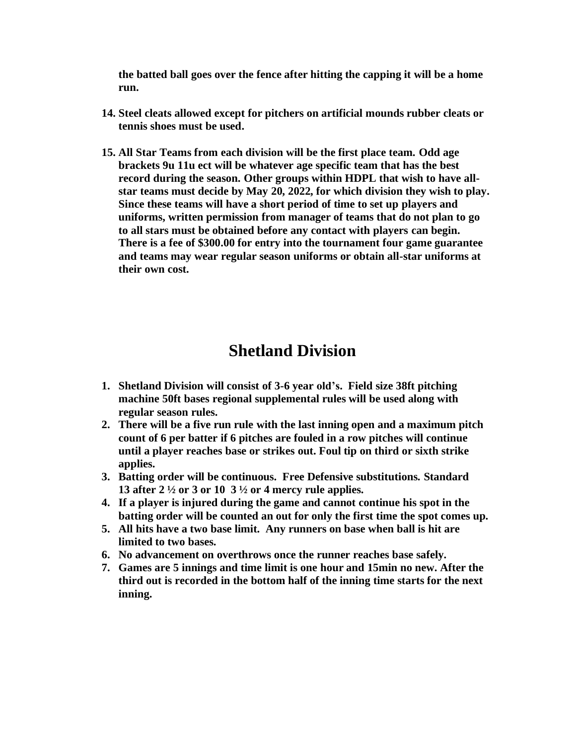**the batted ball goes over the fence after hitting the capping it will be a home run.**

14. **Steel cleats allowed except for pitchers on artificial mounds rubber cleats or tennis shoes must be used.**

15. **All Star Teams from each division will be the first place team. Odd age brackets 9u 11u ect will be whatever age specific team that has the best record during the season. Other groups within HDPL that wish to have all-star teams must decide by May 20, 2022, for which division they wish to play. Since these teams will have a short period of time to set up players and uniforms, written permission from manager of teams that do not plan to go to all stars must be obtained before any contact with players can begin. There is a fee of $300.00 for entry into the tournament four game guarantee and teams may wear regular season uniforms or obtain all-star uniforms at their own cost.**

# Shetland Division

1. **Shetland Division will consist of 3-6 year old's. Field size 38ft pitching machine 50ft bases regional supplemental rules will be used along with regular season rules.**
2. **There will be a five run rule with the last inning open and a maximum pitch count of 6 per batter if 6 pitches are fouled in a row pitches will continue until a player reaches base or strikes out. Foul tip on third or sixth strike applies.**
3. **Batting order will be continuous. Free Defensive substitutions. Standard 13 after 2 ½ or 3 or 10 3 ½ or 4 mercy rule applies.**
4. **If a player is injured during the game and cannot continue his spot in the batting order will be counted an out for only the first time the spot comes up.**
5. **All hits have a two base limit. Any runners on base when ball is hit are limited to two bases.**
6. **No advancement on overthrows once the runner reaches base safely.**
7. **Games are 5 innings and time limit is one hour and 15min no new. After the third out is recorded in the bottom half of the inning time starts for the next inning.**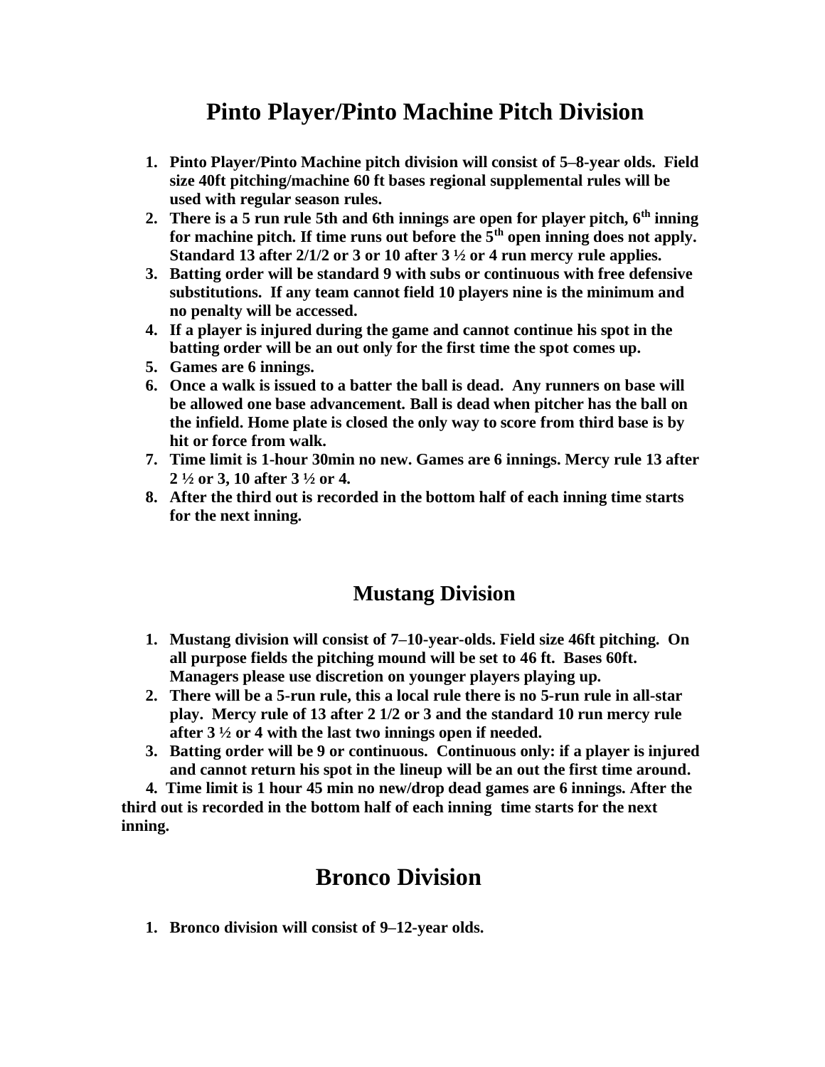# Pinto Player/Pinto Machine Pitch Division

1. **Pinto Player/Pinto Machine pitch division will consist of 5–8-year olds. Field size 40ft pitching/machine 60 ft bases regional supplemental rules will be used with regular season rules.**
2. **There is a 5 run rule 5th and 6th innings are open for player pitch, 6th inning for machine pitch. If time runs out before the 5th open inning does not apply. Standard 13 after 2/1/2 or 3 or 10 after 3 ½ or 4 run mercy rule applies.**
3. **Batting order will be standard 9 with subs or continuous with free defensive substitutions. If any team cannot field 10 players nine is the minimum and no penalty will be accessed.**
4. **If a player is injured during the game and cannot continue his spot in the batting order will be an out only for the first time the spot comes up.**
5. **Games are 6 innings.**
6. **Once a walk is issued to a batter the ball is dead. Any runners on base will be allowed one base advancement. Ball is dead when pitcher has the ball on the infield. Home plate is closed the only way to score from third base is by hit or force from walk.**
7. **Time limit is 1-hour 30min no new. Games are 6 innings. Mercy rule 13 after 2 ½ or 3, 10 after 3 ½ or 4.**
8. **After the third out is recorded in the bottom half of each inning time starts for the next inning.**

# Mustang Division

1. **Mustang division will consist of 7–10-year-olds. Field size 46ft pitching. On all purpose fields the pitching mound will be set to 46 ft. Bases 60ft. Managers please use discretion on younger players playing up.**
2. **There will be a 5-run rule, this a local rule there is no 5-run rule in all-star play. Mercy rule of 13 after 2 1/2 or 3 and the standard 10 run mercy rule after 3 ½ or 4 with the last two innings open if needed.**
3. **Batting order will be 9 or continuous. Continuous only: if a player is injured and cannot return his spot in the lineup will be an out the first time around.**
4. **Time limit is 1 hour 45 min no new/drop dead games are 6 innings. After the third out is recorded in the bottom half of each inning time starts for the next inning.**

# Bronco Division

1. **Bronco division will consist of 9–12-year olds.**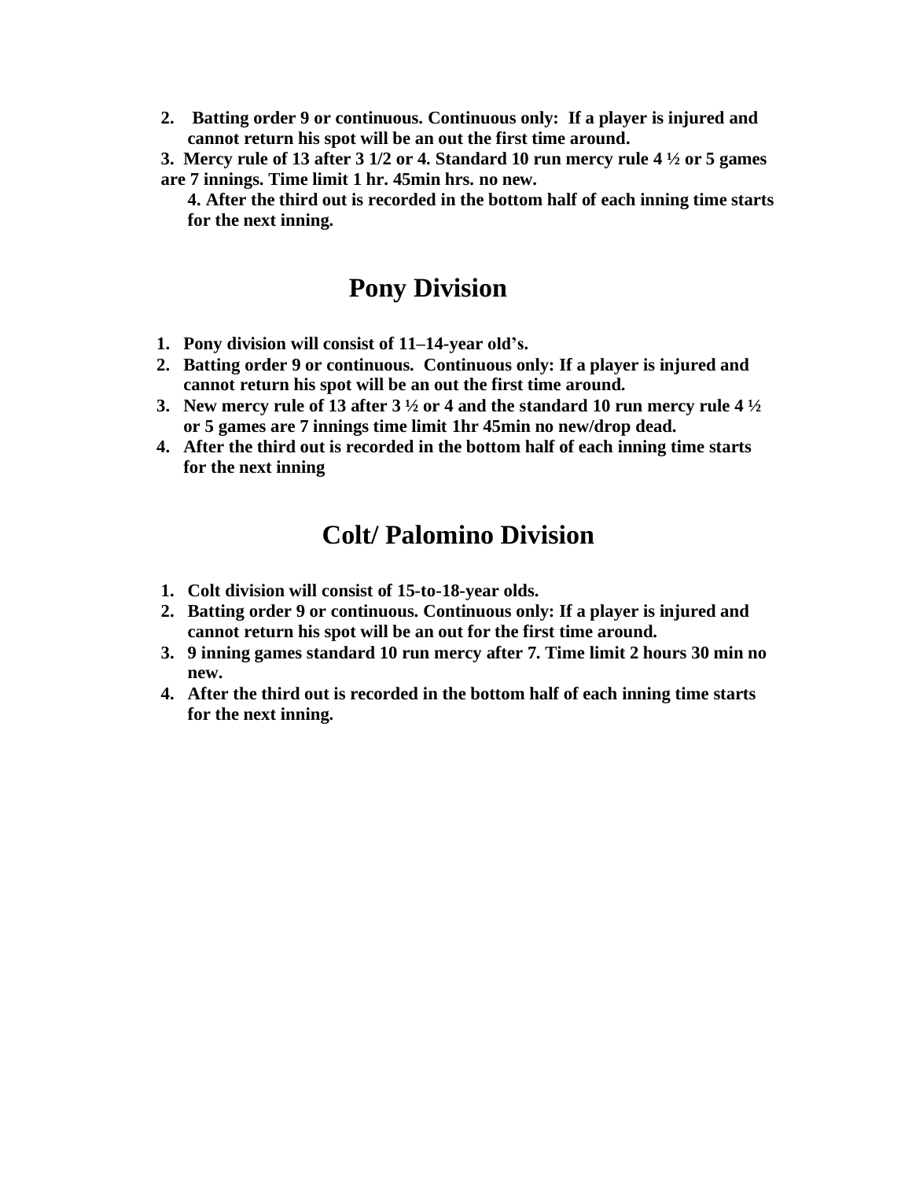2. **Batting order 9 or continuous. Continuous only: If a player is injured and cannot return his spot will be an out the first time around.**
3. **Mercy rule of 13 after 3 1/2 or 4. Standard 10 run mercy rule 4 ½ or 5 games are 7 innings. Time limit 1 hr. 45min hrs. no new.**
4. **After the third out is recorded in the bottom half of each inning time starts for the next inning.**

## Pony Division

1. **Pony division will consist of 11–14-year old's.**
2. **Batting order 9 or continuous. Continuous only: If a player is injured and cannot return his spot will be an out the first time around.**
3. **New mercy rule of 13 after 3 ½ or 4 and the standard 10 run mercy rule 4 ½ or 5 games are 7 innings time limit 1hr 45min no new/drop dead.**
4. **After the third out is recorded in the bottom half of each inning time starts for the next inning**

## Colt/ Palomino Division

1. **Colt division will consist of 15-to-18-year olds.**
2. **Batting order 9 or continuous. Continuous only: If a player is injured and cannot return his spot will be an out for the first time around.**
3. **9 inning games standard 10 run mercy after 7. Time limit 2 hours 30 min no new.**
4. **After the third out is recorded in the bottom half of each inning time starts for the next inning.**